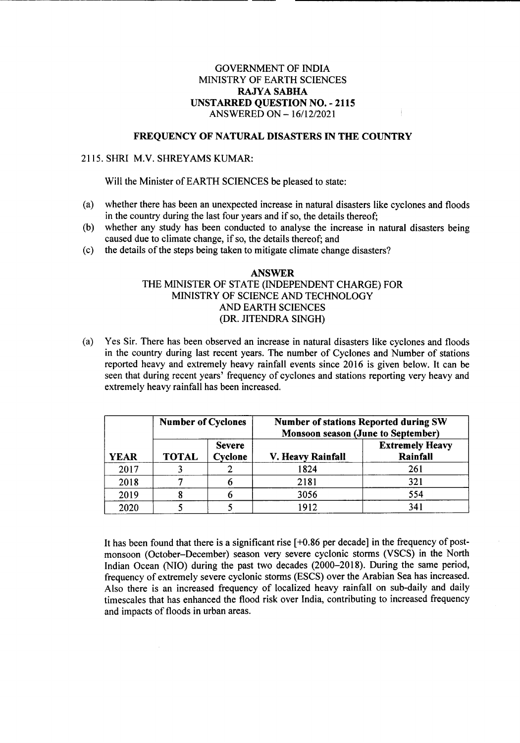GOVERNMENT OF INDIA
MINISTRY OF EARTH SCIENCES
**RAJYA SABHA**
**UNSTARRED QUESTION NO. - 2115**
ANSWERED ON – 16/12/2021

## FREQUENCY OF NATURAL DISASTERS IN THE COUNTRY

2115. SHRI M.V. SHREYAMS KUMAR:

Will the Minister of EARTH SCIENCES be pleased to state:

(a) whether there has been an unexpected increase in natural disasters like cyclones and floods in the country during the last four years and if so, the details thereof;
(b) whether any study has been conducted to analyse the increase in natural disasters being caused due to climate change, if so, the details thereof; and
(c) the details of the steps being taken to mitigate climate change disasters?

**ANSWER**
THE MINISTER OF STATE (INDEPENDENT CHARGE) FOR
MINISTRY OF SCIENCE AND TECHNOLOGY
AND EARTH SCIENCES
(DR. JITENDRA SINGH)

(a) Yes Sir. There has been observed an increase in natural disasters like cyclones and floods in the country during last recent years. The number of Cyclones and Number of stations reported heavy and extremely heavy rainfall events since 2016 is given below. It can be seen that during recent years' frequency of cyclones and stations reporting very heavy and extremely heavy rainfall has been increased.

| | **Number of Cyclones** | | **Number of stations Reported during SW Monsoon season (June to September)** | |
|---|---|---|---|---|
| **YEAR** | **TOTAL** | **Severe Cyclone** | **V. Heavy Rainfall** | **Extremely Heavy Rainfall** |
| 2017 | 3 | 2 | 1824 | 261 |
| 2018 | 7 | 6 | 2181 | 321 |
| 2019 | 8 | 6 | 3056 | 554 |
| 2020 | 5 | 5 | 1912 | 341 |

It has been found that there is a significant rise [+0.86 per decade] in the frequency of post-monsoon (October–December) season very severe cyclonic storms (VSCS) in the North Indian Ocean (NIO) during the past two decades (2000–2018). During the same period, frequency of extremely severe cyclonic storms (ESCS) over the Arabian Sea has increased. Also there is an increased frequency of localized heavy rainfall on sub-daily and daily timescales that has enhanced the flood risk over India, contributing to increased frequency and impacts of floods in urban areas.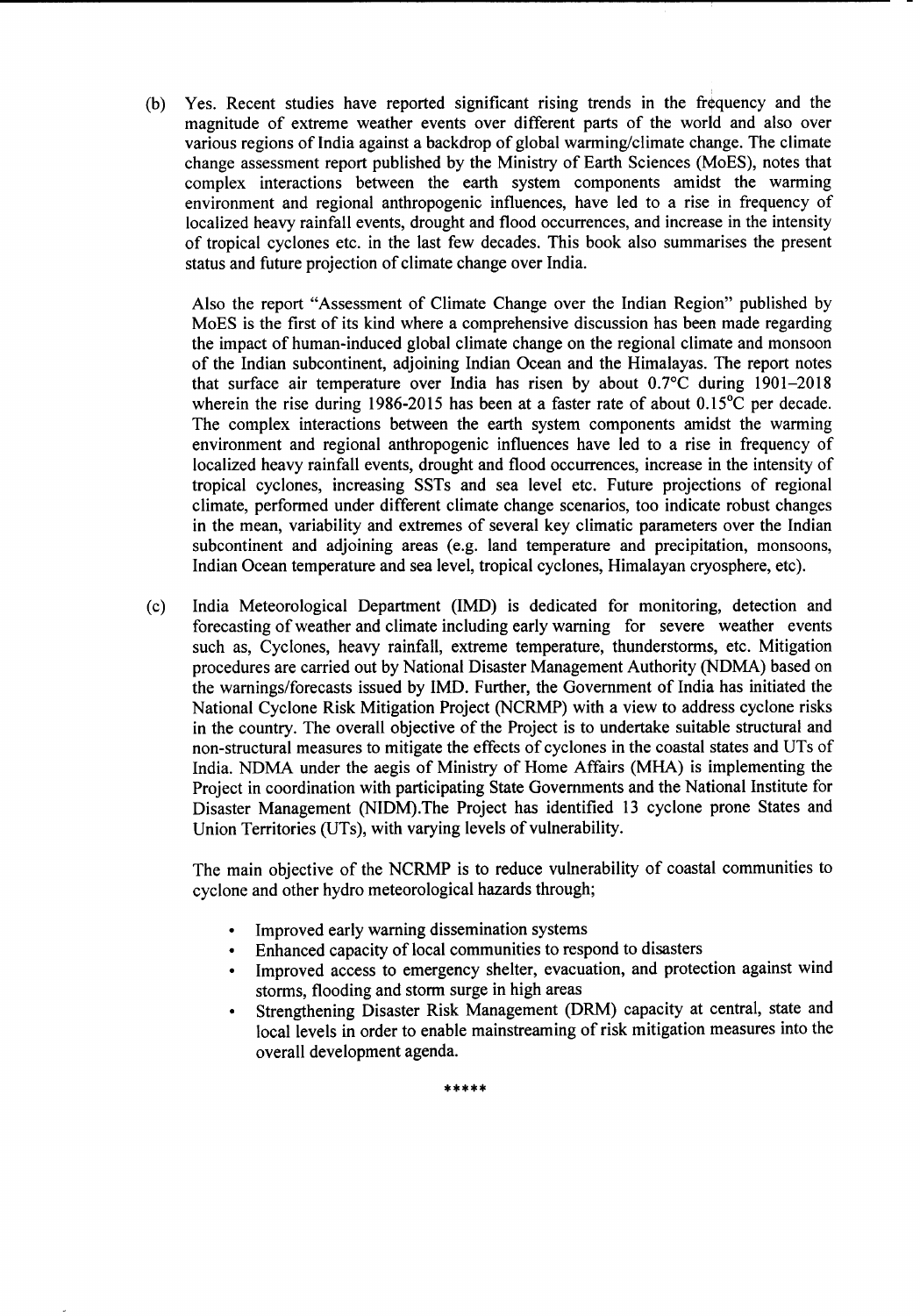(b) Yes. Recent studies have reported significant rising trends in the frequency and the magnitude of extreme weather events over different parts of the world and also over various regions of India against a backdrop of global warming/climate change. The climate change assessment report published by the Ministry of Earth Sciences (MoES), notes that complex interactions between the earth system components amidst the warming environment and regional anthropogenic influences, have led to a rise in frequency of localized heavy rainfall events, drought and flood occurrences, and increase in the intensity of tropical cyclones etc. in the last few decades. This book also summarises the present status and future projection of climate change over India.

Also the report "Assessment of Climate Change over the Indian Region" published by MoES is the first of its kind where a comprehensive discussion has been made regarding the impact of human-induced global climate change on the regional climate and monsoon of the Indian subcontinent, adjoining Indian Ocean and the Himalayas. The report notes that surface air temperature over India has risen by about 0.7°C during 1901–2018 wherein the rise during 1986-2015 has been at a faster rate of about 0.15°C per decade. The complex interactions between the earth system components amidst the warming environment and regional anthropogenic influences have led to a rise in frequency of localized heavy rainfall events, drought and flood occurrences, increase in the intensity of tropical cyclones, increasing SSTs and sea level etc. Future projections of regional climate, performed under different climate change scenarios, too indicate robust changes in the mean, variability and extremes of several key climatic parameters over the Indian subcontinent and adjoining areas (e.g. land temperature and precipitation, monsoons, Indian Ocean temperature and sea level, tropical cyclones, Himalayan cryosphere, etc).

(c) India Meteorological Department (IMD) is dedicated for monitoring, detection and forecasting of weather and climate including early warning for severe weather events such as, Cyclones, heavy rainfall, extreme temperature, thunderstorms, etc. Mitigation procedures are carried out by National Disaster Management Authority (NDMA) based on the warnings/forecasts issued by IMD. Further, the Government of India has initiated the National Cyclone Risk Mitigation Project (NCRMP) with a view to address cyclone risks in the country. The overall objective of the Project is to undertake suitable structural and non-structural measures to mitigate the effects of cyclones in the coastal states and UTs of India. NDMA under the aegis of Ministry of Home Affairs (MHA) is implementing the Project in coordination with participating State Governments and the National Institute for Disaster Management (NIDM).The Project has identified 13 cyclone prone States and Union Territories (UTs), with varying levels of vulnerability.

The main objective of the NCRMP is to reduce vulnerability of coastal communities to cyclone and other hydro meteorological hazards through;

- Improved early warning dissemination systems
- Enhanced capacity of local communities to respond to disasters
- Improved access to emergency shelter, evacuation, and protection against wind storms, flooding and storm surge in high areas
- Strengthening Disaster Risk Management (DRM) capacity at central, state and local levels in order to enable mainstreaming of risk mitigation measures into the overall development agenda.

*****